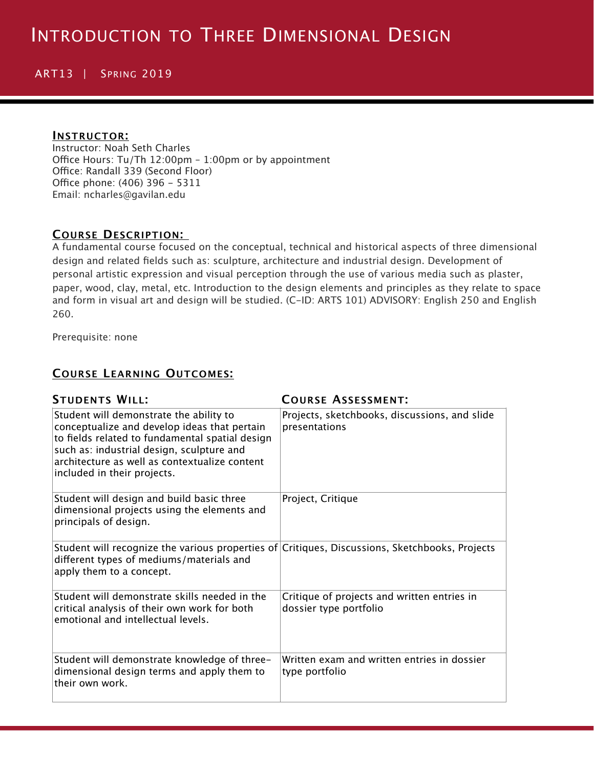# Introduction to Three Dimensional Design

ART13 | Spring 2019

## Instructor:

Instructor: Noah Seth Charles
Office Hours: Tu/Th 12:00pm – 1:00pm or by appointment
Office: Randall 339 (Second Floor)
Office phone: (406) 396 – 5311
Email: ncharles@gavilan.edu

## Course Description:

A fundamental course focused on the conceptual, technical and historical aspects of three dimensional design and related fields such as: sculpture, architecture and industrial design. Development of personal artistic expression and visual perception through the use of various media such as plaster, paper, wood, clay, metal, etc. Introduction to the design elements and principles as they relate to space and form in visual art and design will be studied. (C-ID: ARTS 101) ADVISORY: English 250 and English 260.

Prerequisite: none

## Course Learning Outcomes:

| Students Will: | Course Assessment: |
| --- | --- |
| Student will demonstrate the ability to conceptualize and develop ideas that pertain to fields related to fundamental spatial design such as: industrial design, sculpture and architecture as well as contextualize content included in their projects. | Projects, sketchbooks, discussions, and slide presentations |
| Student will design and build basic three dimensional projects using the elements and principals of design. | Project, Critique |
| Student will recognize the various properties of different types of mediums/materials and apply them to a concept. | Critiques, Discussions, Sketchbooks, Projects |
| Student will demonstrate skills needed in the critical analysis of their own work for both emotional and intellectual levels. | Critique of projects and written entries in dossier type portfolio |
| Student will demonstrate knowledge of three-dimensional design terms and apply them to their own work. | Written exam and written entries in dossier type portfolio |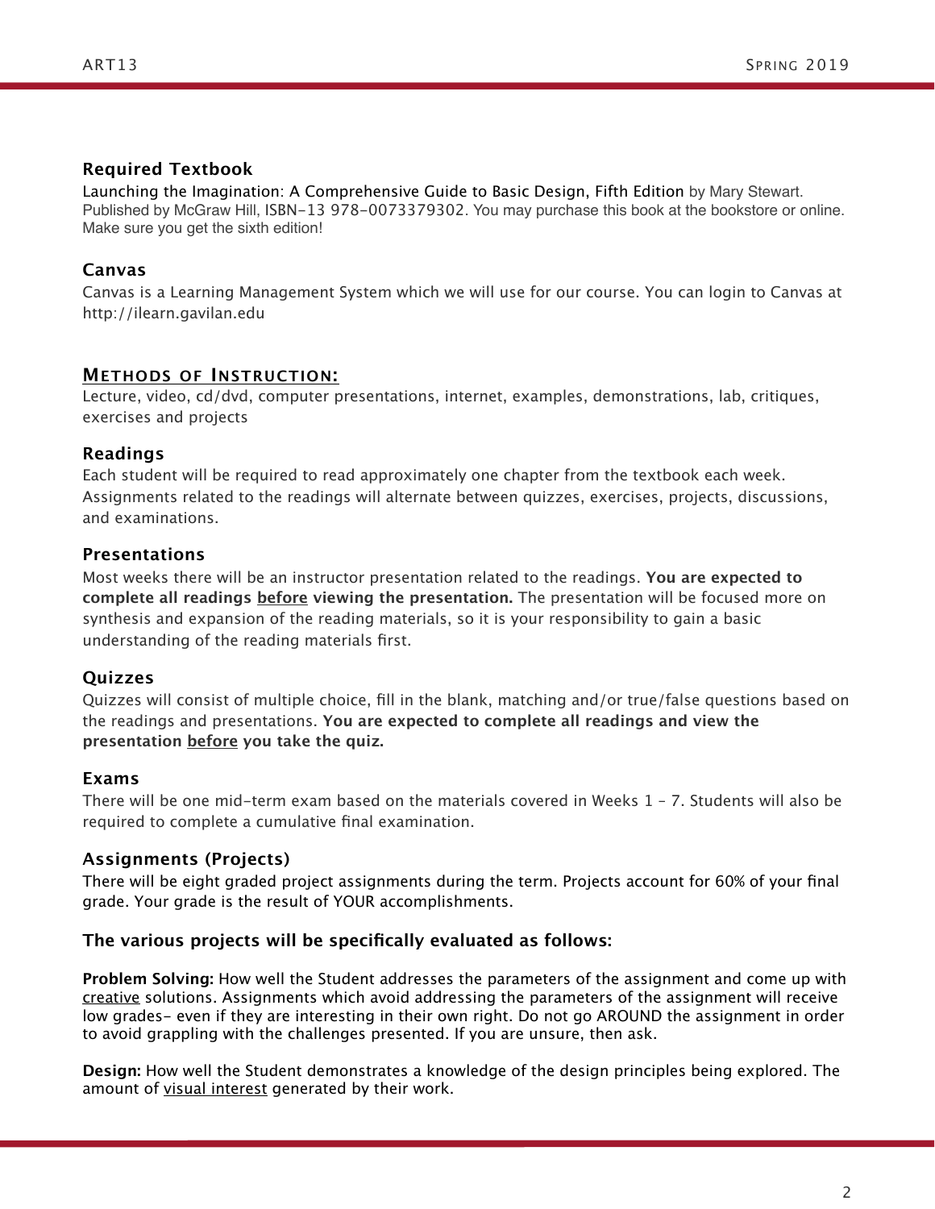### Required Textbook

Launching the Imagination: A Comprehensive Guide to Basic Design, Fifth Edition by Mary Stewart. Published by McGraw Hill, ISBN-13 978-0073379302. You may purchase this book at the bookstore or online. Make sure you get the sixth edition!

### Canvas

Canvas is a Learning Management System which we will use for our course. You can login to Canvas at http://ilearn.gavilan.edu

## Methods of Instruction:

Lecture, video, cd/dvd, computer presentations, internet, examples, demonstrations, lab, critiques, exercises and projects

### Readings

Each student will be required to read approximately one chapter from the textbook each week. Assignments related to the readings will alternate between quizzes, exercises, projects, discussions, and examinations.

### Presentations

Most weeks there will be an instructor presentation related to the readings. **You are expected to complete all readings before viewing the presentation.** The presentation will be focused more on synthesis and expansion of the reading materials, so it is your responsibility to gain a basic understanding of the reading materials first.

### Quizzes

Quizzes will consist of multiple choice, fill in the blank, matching and/or true/false questions based on the readings and presentations. **You are expected to complete all readings and view the presentation before you take the quiz.**

### Exams

There will be one mid-term exam based on the materials covered in Weeks 1 - 7. Students will also be required to complete a cumulative final examination.

### Assignments (Projects)

There will be eight graded project assignments during the term. Projects account for 60% of your final grade. Your grade is the result of YOUR accomplishments.

### The various projects will be specifically evaluated as follows:

**Problem Solving:** How well the Student addresses the parameters of the assignment and come up with creative solutions. Assignments which avoid addressing the parameters of the assignment will receive low grades- even if they are interesting in their own right. Do not go AROUND the assignment in order to avoid grappling with the challenges presented. If you are unsure, then ask.

**Design:** How well the Student demonstrates a knowledge of the design principles being explored. The amount of visual interest generated by their work.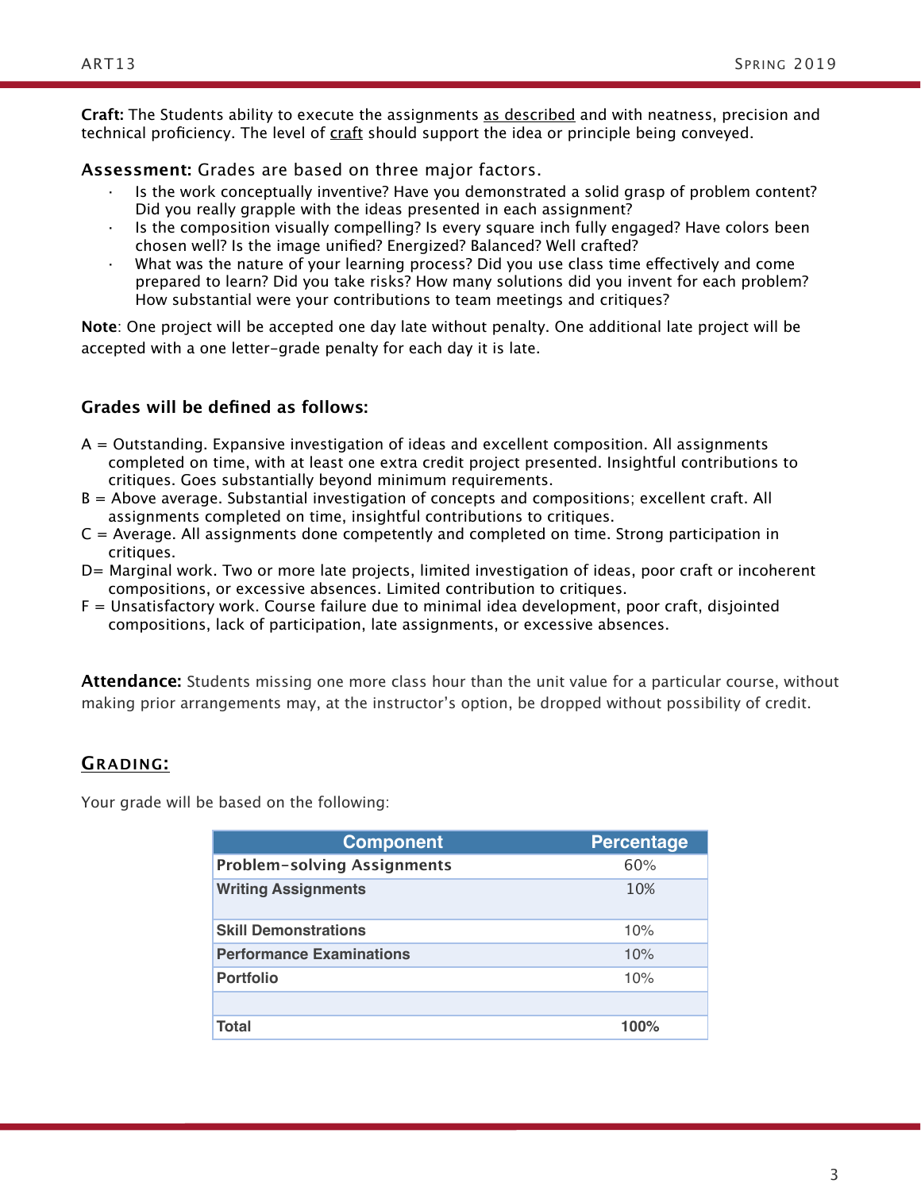**Craft:** The Students ability to execute the assignments as described and with neatness, precision and technical proficiency. The level of craft should support the idea or principle being conveyed.

**Assessment:** Grades are based on three major factors.

- Is the work conceptually inventive? Have you demonstrated a solid grasp of problem content? Did you really grapple with the ideas presented in each assignment?
- Is the composition visually compelling? Is every square inch fully engaged? Have colors been chosen well? Is the image unified? Energized? Balanced? Well crafted?
- What was the nature of your learning process? Did you use class time effectively and come prepared to learn? Did you take risks? How many solutions did you invent for each problem? How substantial were your contributions to team meetings and critiques?

**Note**: One project will be accepted one day late without penalty. One additional late project will be accepted with a one letter-grade penalty for each day it is late.

### Grades will be defined as follows:

A = Outstanding. Expansive investigation of ideas and excellent composition. All assignments completed on time, with at least one extra credit project presented. Insightful contributions to critiques. Goes substantially beyond minimum requirements.

B = Above average. Substantial investigation of concepts and compositions; excellent craft. All assignments completed on time, insightful contributions to critiques.

C = Average. All assignments done competently and completed on time. Strong participation in critiques.

D= Marginal work. Two or more late projects, limited investigation of ideas, poor craft or incoherent compositions, or excessive absences. Limited contribution to critiques.

F = Unsatisfactory work. Course failure due to minimal idea development, poor craft, disjointed compositions, lack of participation, late assignments, or excessive absences.

**Attendance:** Students missing one more class hour than the unit value for a particular course, without making prior arrangements may, at the instructor's option, be dropped without possibility of credit.

## Grading:

Your grade will be based on the following:

| Component | Percentage |
|---|---|
| Problem-solving Assignments | 60% |
| Writing Assignments | 10% |
| Skill Demonstrations | 10% |
| Performance Examinations | 10% |
| Portfolio | 10% |
| | |
| **Total** | **100%** |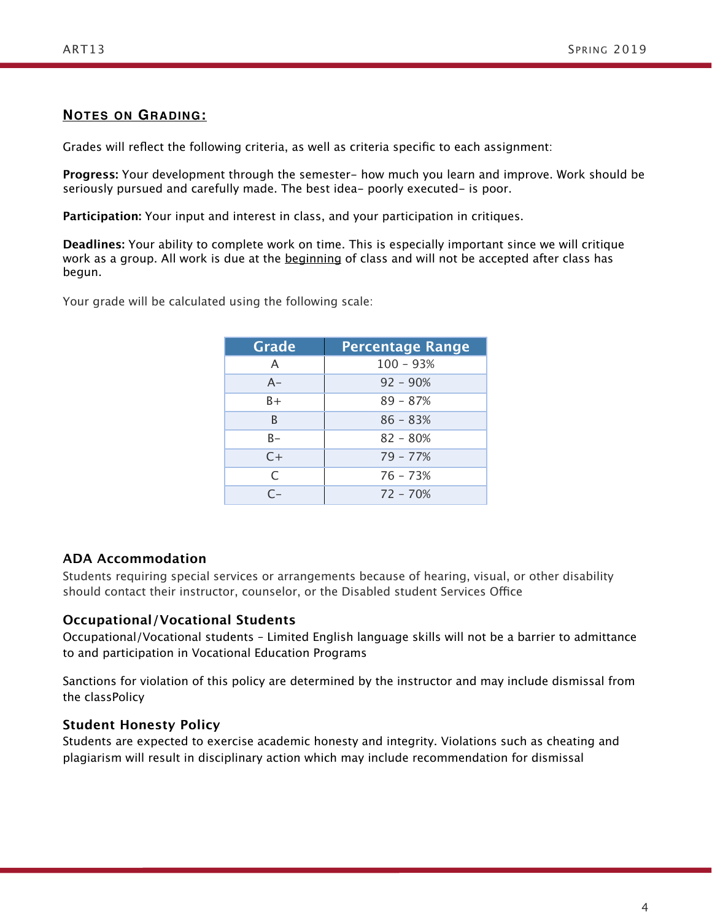## NOTES ON GRADING:

Grades will reflect the following criteria, as well as criteria specific to each assignment:

**Progress:** Your development through the semester– how much you learn and improve. Work should be seriously pursued and carefully made. The best idea– poorly executed– is poor.

**Participation:** Your input and interest in class, and your participation in critiques.

**Deadlines:** Your ability to complete work on time. This is especially important since we will critique work as a group. All work is due at the <u>beginning</u> of class and will not be accepted after class has begun.

Your grade will be calculated using the following scale:

| Grade | Percentage Range |
| --- | --- |
| A | 100 – 93% |
| A– | 92 – 90% |
| B+ | 89 – 87% |
| B | 86 – 83% |
| B– | 82 – 80% |
| C+ | 79 – 77% |
| C | 76 – 73% |
| C– | 72 – 70% |

### ADA Accommodation

Students requiring special services or arrangements because of hearing, visual, or other disability should contact their instructor, counselor, or the Disabled student Services Office

### Occupational/Vocational Students

Occupational/Vocational students – Limited English language skills will not be a barrier to admittance to and participation in Vocational Education Programs

Sanctions for violation of this policy are determined by the instructor and may include dismissal from the classPolicy

### Student Honesty Policy

Students are expected to exercise academic honesty and integrity. Violations such as cheating and plagiarism will result in disciplinary action which may include recommendation for dismissal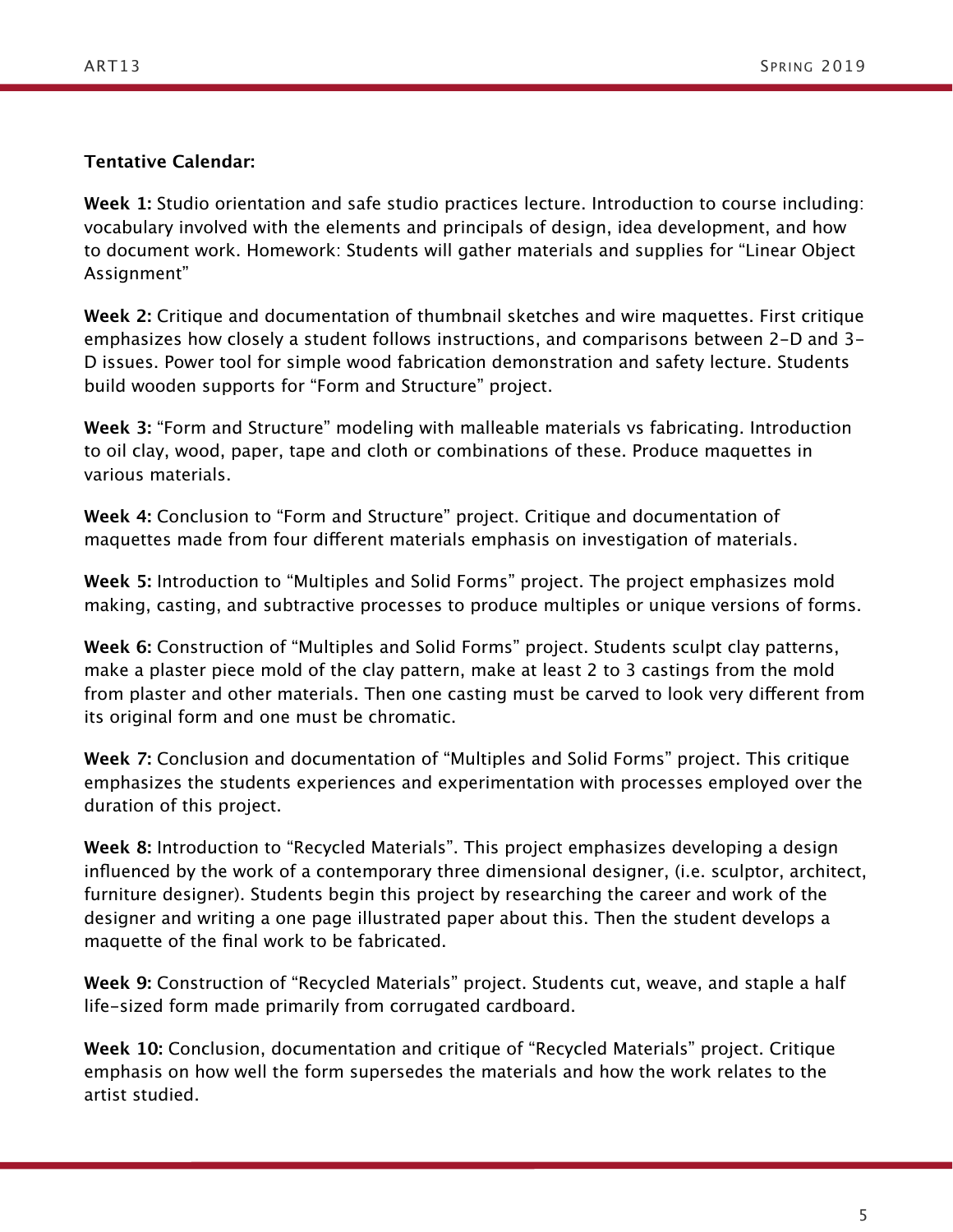**Tentative Calendar:**

**Week 1:** Studio orientation and safe studio practices lecture. Introduction to course including: vocabulary involved with the elements and principals of design, idea development, and how to document work. Homework: Students will gather materials and supplies for "Linear Object Assignment"

**Week 2:** Critique and documentation of thumbnail sketches and wire maquettes. First critique emphasizes how closely a student follows instructions, and comparisons between 2-D and 3-D issues. Power tool for simple wood fabrication demonstration and safety lecture. Students build wooden supports for "Form and Structure" project.

**Week 3:** "Form and Structure" modeling with malleable materials vs fabricating. Introduction to oil clay, wood, paper, tape and cloth or combinations of these. Produce maquettes in various materials.

**Week 4:** Conclusion to "Form and Structure" project. Critique and documentation of maquettes made from four different materials emphasis on investigation of materials.

**Week 5:** Introduction to "Multiples and Solid Forms" project. The project emphasizes mold making, casting, and subtractive processes to produce multiples or unique versions of forms.

**Week 6:** Construction of "Multiples and Solid Forms" project. Students sculpt clay patterns, make a plaster piece mold of the clay pattern, make at least 2 to 3 castings from the mold from plaster and other materials. Then one casting must be carved to look very different from its original form and one must be chromatic.

**Week 7:** Conclusion and documentation of "Multiples and Solid Forms" project. This critique emphasizes the students experiences and experimentation with processes employed over the duration of this project.

**Week 8:** Introduction to "Recycled Materials". This project emphasizes developing a design influenced by the work of a contemporary three dimensional designer, (i.e. sculptor, architect, furniture designer). Students begin this project by researching the career and work of the designer and writing a one page illustrated paper about this. Then the student develops a maquette of the final work to be fabricated.

**Week 9:** Construction of "Recycled Materials" project. Students cut, weave, and staple a half life-sized form made primarily from corrugated cardboard.

**Week 10:** Conclusion, documentation and critique of "Recycled Materials" project. Critique emphasis on how well the form supersedes the materials and how the work relates to the artist studied.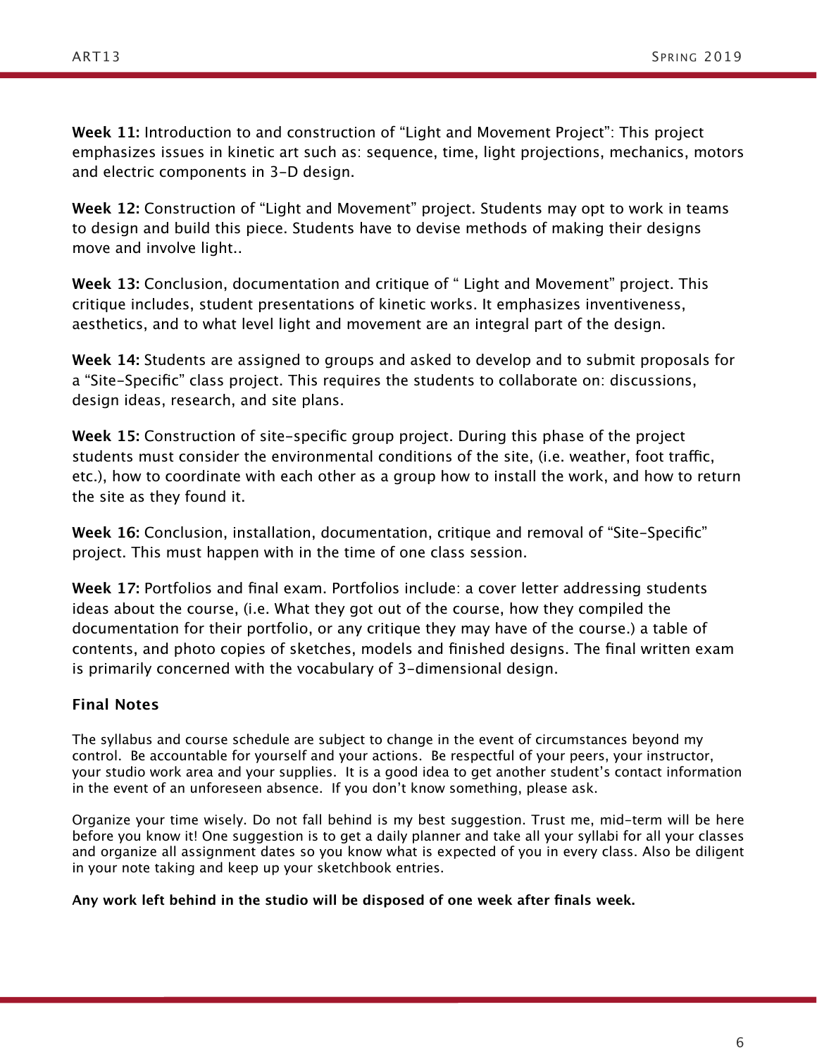**Week 11:** Introduction to and construction of "Light and Movement Project": This project emphasizes issues in kinetic art such as: sequence, time, light projections, mechanics, motors and electric components in 3-D design.

**Week 12:** Construction of "Light and Movement" project. Students may opt to work in teams to design and build this piece. Students have to devise methods of making their designs move and involve light..

**Week 13:** Conclusion, documentation and critique of " Light and Movement" project. This critique includes, student presentations of kinetic works. It emphasizes inventiveness, aesthetics, and to what level light and movement are an integral part of the design.

**Week 14:** Students are assigned to groups and asked to develop and to submit proposals for a "Site-Specific" class project. This requires the students to collaborate on: discussions, design ideas, research, and site plans.

**Week 15:** Construction of site-specific group project. During this phase of the project students must consider the environmental conditions of the site, (i.e. weather, foot traffic, etc.), how to coordinate with each other as a group how to install the work, and how to return the site as they found it.

**Week 16:** Conclusion, installation, documentation, critique and removal of "Site-Specific" project. This must happen with in the time of one class session.

**Week 17:** Portfolios and final exam. Portfolios include: a cover letter addressing students ideas about the course, (i.e. What they got out of the course, how they compiled the documentation for their portfolio, or any critique they may have of the course.) a table of contents, and photo copies of sketches, models and finished designs. The final written exam is primarily concerned with the vocabulary of 3-dimensional design.

### Final Notes

The syllabus and course schedule are subject to change in the event of circumstances beyond my control. Be accountable for yourself and your actions. Be respectful of your peers, your instructor, your studio work area and your supplies. It is a good idea to get another student's contact information in the event of an unforeseen absence. If you don't know something, please ask.

Organize your time wisely. Do not fall behind is my best suggestion. Trust me, mid-term will be here before you know it! One suggestion is to get a daily planner and take all your syllabi for all your classes and organize all assignment dates so you know what is expected of you in every class. Also be diligent in your note taking and keep up your sketchbook entries.

**Any work left behind in the studio will be disposed of one week after finals week.**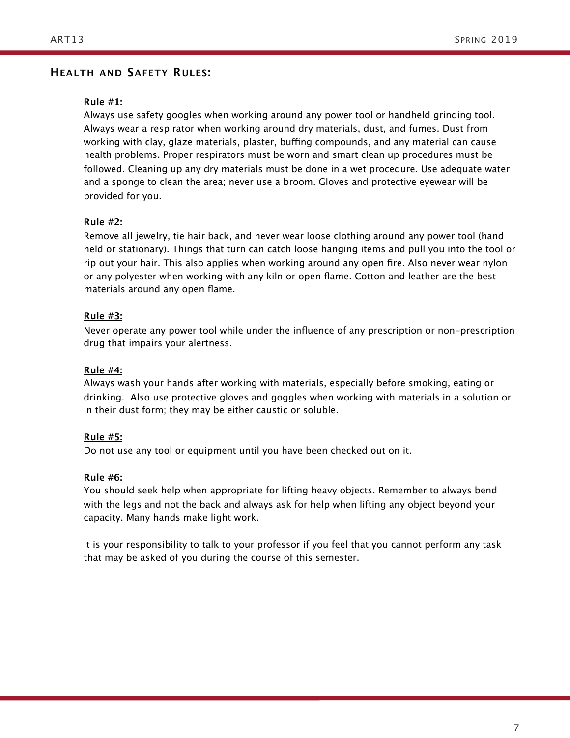## Health and Safety Rules:

**Rule #1:**
Always use safety googles when working around any power tool or handheld grinding tool. Always wear a respirator when working around dry materials, dust, and fumes. Dust from working with clay, glaze materials, plaster, buffing compounds, and any material can cause health problems. Proper respirators must be worn and smart clean up procedures must be followed. Cleaning up any dry materials must be done in a wet procedure. Use adequate water and a sponge to clean the area; never use a broom. Gloves and protective eyewear will be provided for you.

**Rule #2:**
Remove all jewelry, tie hair back, and never wear loose clothing around any power tool (hand held or stationary). Things that turn can catch loose hanging items and pull you into the tool or rip out your hair. This also applies when working around any open fire. Also never wear nylon or any polyester when working with any kiln or open flame. Cotton and leather are the best materials around any open flame.

**Rule #3:**
Never operate any power tool while under the influence of any prescription or non-prescription drug that impairs your alertness.

**Rule #4:**
Always wash your hands after working with materials, especially before smoking, eating or drinking. Also use protective gloves and goggles when working with materials in a solution or in their dust form; they may be either caustic or soluble.

**Rule #5:**
Do not use any tool or equipment until you have been checked out on it.

**Rule #6:**
You should seek help when appropriate for lifting heavy objects. Remember to always bend with the legs and not the back and always ask for help when lifting any object beyond your capacity. Many hands make light work.

It is your responsibility to talk to your professor if you feel that you cannot perform any task that may be asked of you during the course of this semester.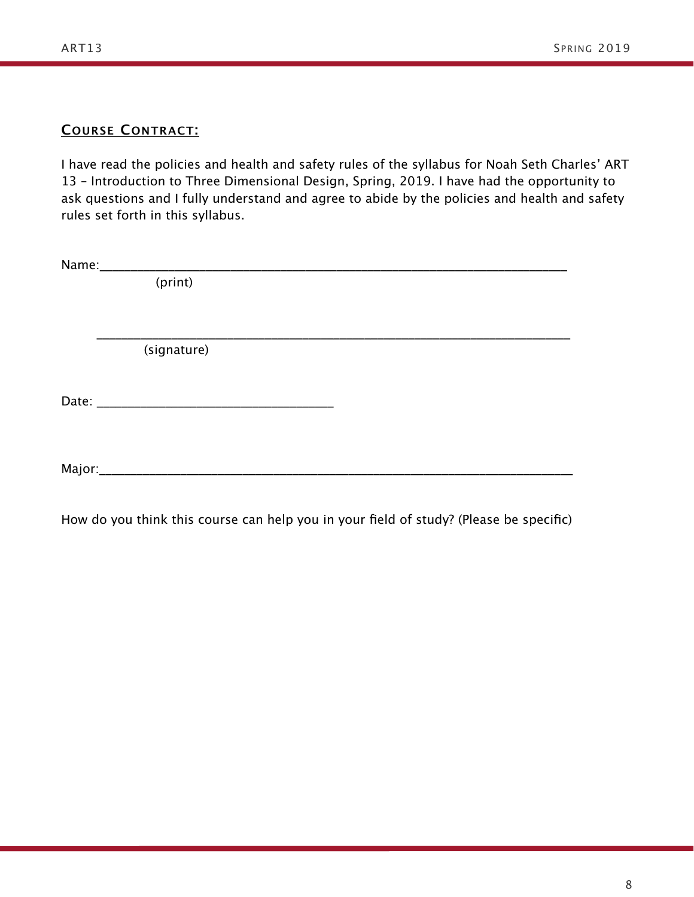## **Course Contract:**

I have read the policies and health and safety rules of the syllabus for Noah Seth Charles' ART 13 – Introduction to Three Dimensional Design, Spring, 2019. I have had the opportunity to ask questions and I fully understand and agree to abide by the policies and health and safety rules set forth in this syllabus.

Name:______________________________________________________________________

(print)

______________________________________________________________________

(signature)

Date: ___________________________________

Major:______________________________________________________________________

How do you think this course can help you in your field of study? (Please be specific)